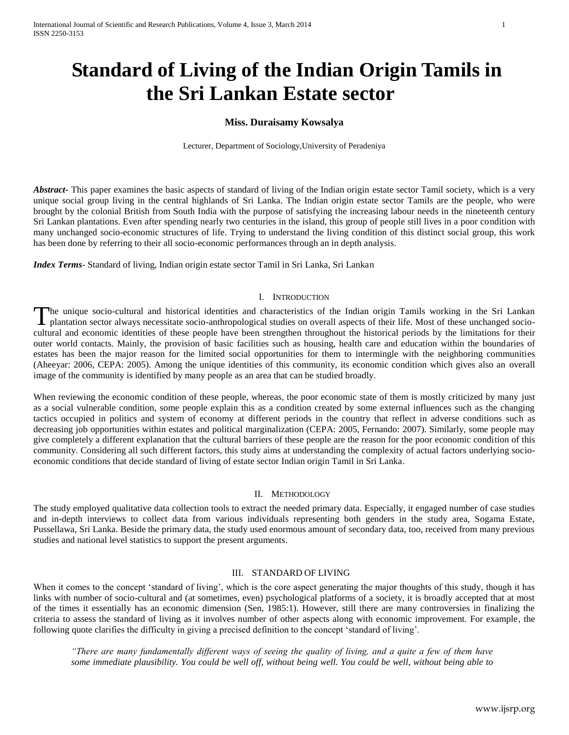# Standard of Living of the Indian Origin Tamils in the Sri Lankan Estate sector

**Miss. Duraisamy Kowsalya**

Lecturer, Department of Sociology,University of Peradeniya

***Abstract*-** This paper examines the basic aspects of standard of living of the Indian origin estate sector Tamil society, which is a very unique social group living in the central highlands of Sri Lanka. The Indian origin estate sector Tamils are the people, who were brought by the colonial British from South India with the purpose of satisfying the increasing labour needs in the nineteenth century Sri Lankan plantations. Even after spending nearly two centuries in the island, this group of people still lives in a poor condition with many unchanged socio-economic structures of life. Trying to understand the living condition of this distinct social group, this work has been done by referring to their all socio-economic performances through an in depth analysis.

***Index Terms*-** Standard of living, Indian origin estate sector Tamil in Sri Lanka, Sri Lankan

## I. Introduction

The unique socio-cultural and historical identities and characteristics of the Indian origin Tamils working in the Sri Lankan plantation sector always necessitate socio-anthropological studies on overall aspects of their life. Most of these unchanged socio-cultural and economic identities of these people have been strengthen throughout the historical periods by the limitations for their outer world contacts. Mainly, the provision of basic facilities such as housing, health care and education within the boundaries of estates has been the major reason for the limited social opportunities for them to intermingle with the neighboring communities (Aheeyar: 2006, CEPA: 2005). Among the unique identities of this community, its economic condition which gives also an overall image of the community is identified by many people as an area that can be studied broadly.

When reviewing the economic condition of these people, whereas, the poor economic state of them is mostly criticized by many just as a social vulnerable condition, some people explain this as a condition created by some external influences such as the changing tactics occupied in politics and system of economy at different periods in the country that reflect in adverse conditions such as decreasing job opportunities within estates and political marginalization (CEPA: 2005, Fernando: 2007). Similarly, some people may give completely a different explanation that the cultural barriers of these people are the reason for the poor economic condition of this community. Considering all such different factors, this study aims at understanding the complexity of actual factors underlying socio-economic conditions that decide standard of living of estate sector Indian origin Tamil in Sri Lanka.

## II. Methodology

The study employed qualitative data collection tools to extract the needed primary data. Especially, it engaged number of case studies and in-depth interviews to collect data from various individuals representing both genders in the study area, Sogama Estate, Pussellawa, Sri Lanka. Beside the primary data, the study used enormous amount of secondary data, too, received from many previous studies and national level statistics to support the present arguments.

## III. Standard of Living

When it comes to the concept 'standard of living', which is the core aspect generating the major thoughts of this study, though it has links with number of socio-cultural and (at sometimes, even) psychological platforms of a society, it is broadly accepted that at most of the times it essentially has an economic dimension (Sen, 1985:1). However, still there are many controversies in finalizing the criteria to assess the standard of living as it involves number of other aspects along with economic improvement. For example, the following quote clarifies the difficulty in giving a precised definition to the concept 'standard of living'.

> *"There are many fundamentally different ways of seeing the quality of living, and a quite a few of them have some immediate plausibility. You could be well off, without being well. You could be well, without being able to*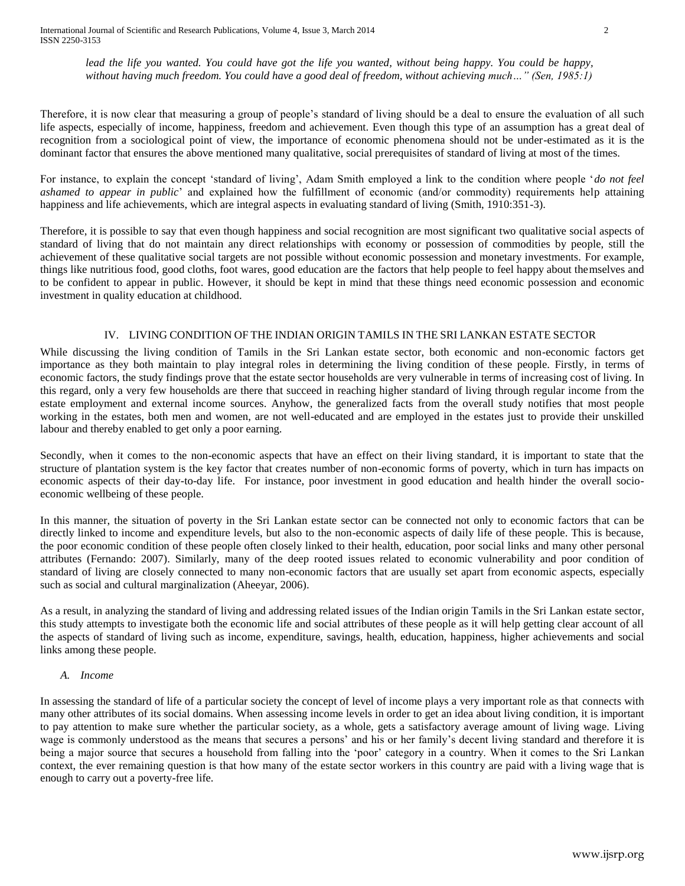*lead the life you wanted. You could have got the life you wanted, without being happy. You could be happy, without having much freedom. You could have a good deal of freedom, without achieving much…" (Sen, 1985:1)*

Therefore, it is now clear that measuring a group of people's standard of living should be a deal to ensure the evaluation of all such life aspects, especially of income, happiness, freedom and achievement. Even though this type of an assumption has a great deal of recognition from a sociological point of view, the importance of economic phenomena should not be under-estimated as it is the dominant factor that ensures the above mentioned many qualitative, social prerequisites of standard of living at most of the times.

For instance, to explain the concept 'standard of living', Adam Smith employed a link to the condition where people '*do not feel ashamed to appear in public*' and explained how the fulfillment of economic (and/or commodity) requirements help attaining happiness and life achievements, which are integral aspects in evaluating standard of living (Smith, 1910:351-3).

Therefore, it is possible to say that even though happiness and social recognition are most significant two qualitative social aspects of standard of living that do not maintain any direct relationships with economy or possession of commodities by people, still the achievement of these qualitative social targets are not possible without economic possession and monetary investments. For example, things like nutritious food, good cloths, foot wares, good education are the factors that help people to feel happy about themselves and to be confident to appear in public. However, it should be kept in mind that these things need economic possession and economic investment in quality education at childhood.

## IV. Living Condition of the Indian Origin Tamils in the Sri Lankan Estate Sector

While discussing the living condition of Tamils in the Sri Lankan estate sector, both economic and non-economic factors get importance as they both maintain to play integral roles in determining the living condition of these people. Firstly, in terms of economic factors, the study findings prove that the estate sector households are very vulnerable in terms of increasing cost of living. In this regard, only a very few households are there that succeed in reaching higher standard of living through regular income from the estate employment and external income sources. Anyhow, the generalized facts from the overall study notifies that most people working in the estates, both men and women, are not well-educated and are employed in the estates just to provide their unskilled labour and thereby enabled to get only a poor earning.

Secondly, when it comes to the non-economic aspects that have an effect on their living standard, it is important to state that the structure of plantation system is the key factor that creates number of non-economic forms of poverty, which in turn has impacts on economic aspects of their day-to-day life. For instance, poor investment in good education and health hinder the overall socio-economic wellbeing of these people.

In this manner, the situation of poverty in the Sri Lankan estate sector can be connected not only to economic factors that can be directly linked to income and expenditure levels, but also to the non-economic aspects of daily life of these people. This is because, the poor economic condition of these people often closely linked to their health, education, poor social links and many other personal attributes (Fernando: 2007). Similarly, many of the deep rooted issues related to economic vulnerability and poor condition of standard of living are closely connected to many non-economic factors that are usually set apart from economic aspects, especially such as social and cultural marginalization (Aheeyar, 2006).

As a result, in analyzing the standard of living and addressing related issues of the Indian origin Tamils in the Sri Lankan estate sector, this study attempts to investigate both the economic life and social attributes of these people as it will help getting clear account of all the aspects of standard of living such as income, expenditure, savings, health, education, happiness, higher achievements and social links among these people.

### *A. Income*

In assessing the standard of life of a particular society the concept of level of income plays a very important role as that connects with many other attributes of its social domains. When assessing income levels in order to get an idea about living condition, it is important to pay attention to make sure whether the particular society, as a whole, gets a satisfactory average amount of living wage. Living wage is commonly understood as the means that secures a persons' and his or her family's decent living standard and therefore it is being a major source that secures a household from falling into the 'poor' category in a country. When it comes to the Sri Lankan context, the ever remaining question is that how many of the estate sector workers in this country are paid with a living wage that is enough to carry out a poverty-free life.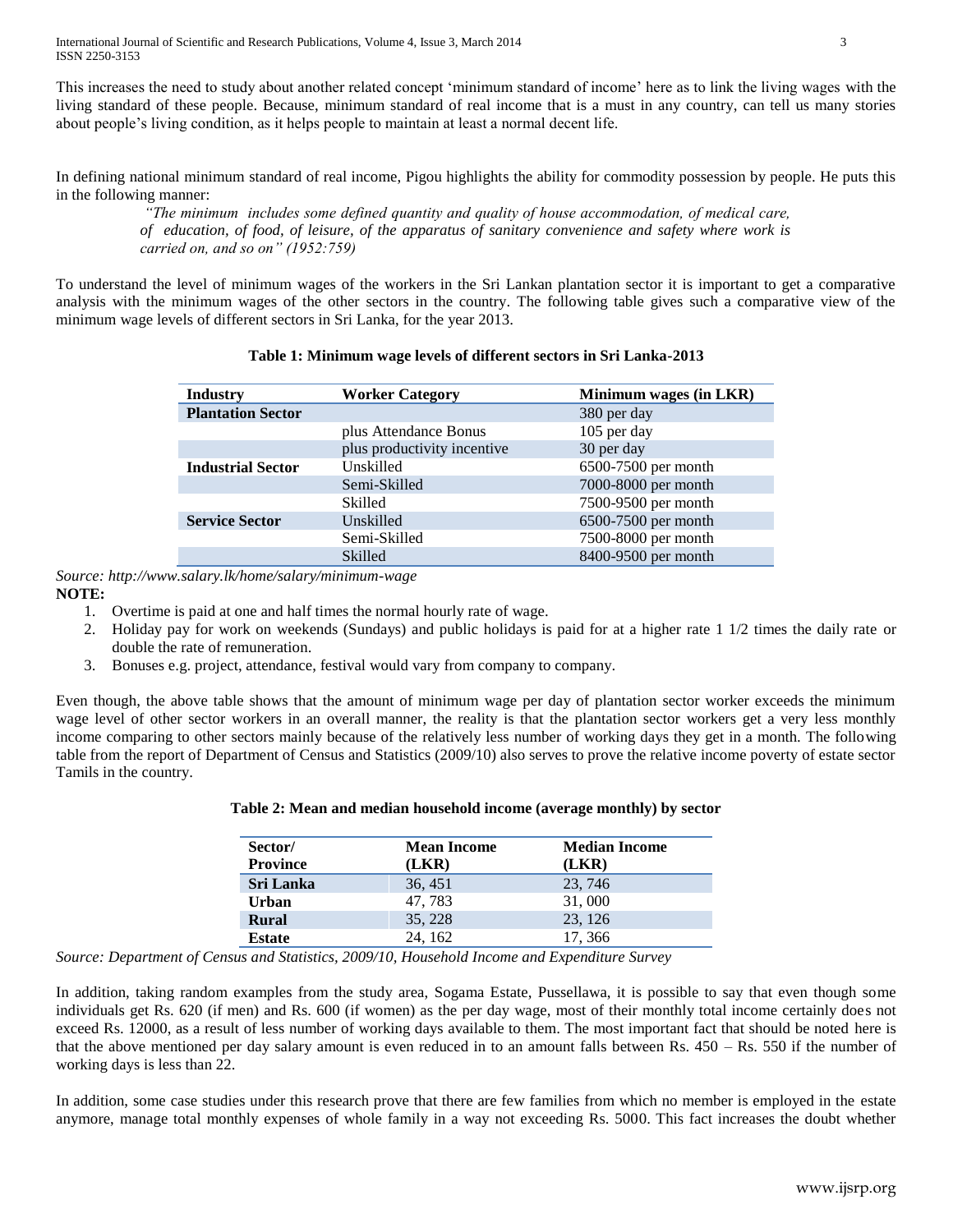This increases the need to study about another related concept 'minimum standard of income' here as to link the living wages with the living standard of these people. Because, minimum standard of real income that is a must in any country, can tell us many stories about people's living condition, as it helps people to maintain at least a normal decent life.

In defining national minimum standard of real income, Pigou highlights the ability for commodity possession by people. He puts this in the following manner:

> *"The minimum includes some defined quantity and quality of house accommodation, of medical care, of education, of food, of leisure, of the apparatus of sanitary convenience and safety where work is carried on, and so on" (1952:759)*

To understand the level of minimum wages of the workers in the Sri Lankan plantation sector it is important to get a comparative analysis with the minimum wages of the other sectors in the country. The following table gives such a comparative view of the minimum wage levels of different sectors in Sri Lanka, for the year 2013.

**Table 1: Minimum wage levels of different sectors in Sri Lanka-2013**

| Industry | Worker Category | Minimum wages (in LKR) |
|---|---|---|
| **Plantation Sector** | | 380 per day |
| | plus Attendance Bonus | 105 per day |
| | plus productivity incentive | 30 per day |
| **Industrial Sector** | Unskilled | 6500-7500 per month |
| | Semi-Skilled | 7000-8000 per month |
| | Skilled | 7500-9500 per month |
| **Service Sector** | Unskilled | 6500-7500 per month |
| | Semi-Skilled | 7500-8000 per month |
| | Skilled | 8400-9500 per month |

*Source: http://www.salary.lk/home/salary/minimum-wage*

**NOTE:**

1. Overtime is paid at one and half times the normal hourly rate of wage.
2. Holiday pay for work on weekends (Sundays) and public holidays is paid for at a higher rate 1 1/2 times the daily rate or double the rate of remuneration.
3. Bonuses e.g. project, attendance, festival would vary from company to company.

Even though, the above table shows that the amount of minimum wage per day of plantation sector worker exceeds the minimum wage level of other sector workers in an overall manner, the reality is that the plantation sector workers get a very less monthly income comparing to other sectors mainly because of the relatively less number of working days they get in a month. The following table from the report of Department of Census and Statistics (2009/10) also serves to prove the relative income poverty of estate sector Tamils in the country.

**Table 2: Mean and median household income (average monthly) by sector**

| Sector/ Province | Mean Income (LKR) | Median Income (LKR) |
|---|---|---|
| **Sri Lanka** | 36, 451 | 23, 746 |
| **Urban** | 47, 783 | 31, 000 |
| **Rural** | 35, 228 | 23, 126 |
| **Estate** | 24, 162 | 17, 366 |

*Source: Department of Census and Statistics, 2009/10, Household Income and Expenditure Survey*

In addition, taking random examples from the study area, Sogama Estate, Pussellawa, it is possible to say that even though some individuals get Rs. 620 (if men) and Rs. 600 (if women) as the per day wage, most of their monthly total income certainly does not exceed Rs. 12000, as a result of less number of working days available to them. The most important fact that should be noted here is that the above mentioned per day salary amount is even reduced in to an amount falls between Rs. 450 – Rs. 550 if the number of working days is less than 22.

In addition, some case studies under this research prove that there are few families from which no member is employed in the estate anymore, manage total monthly expenses of whole family in a way not exceeding Rs. 5000. This fact increases the doubt whether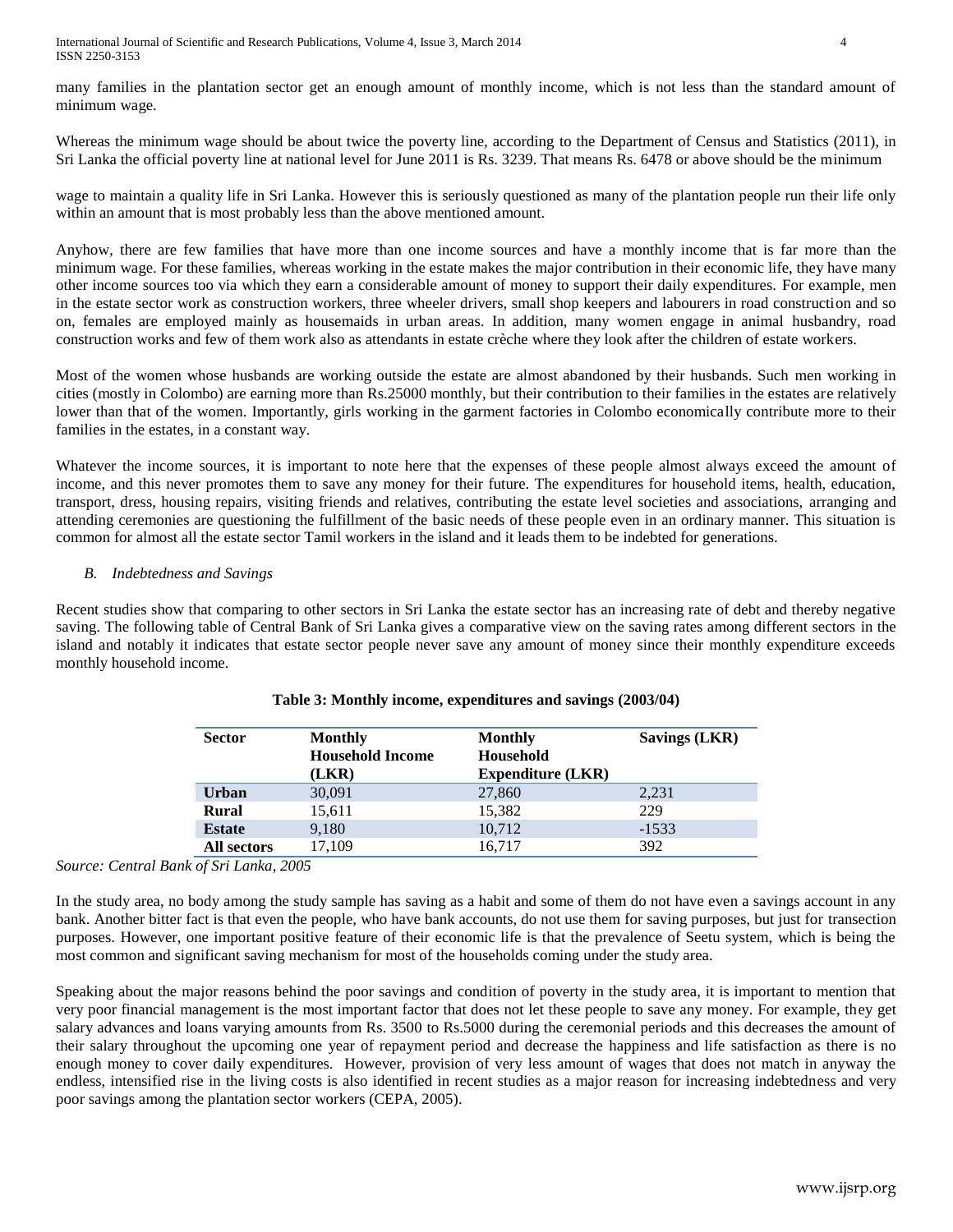many families in the plantation sector get an enough amount of monthly income, which is not less than the standard amount of minimum wage.

Whereas the minimum wage should be about twice the poverty line, according to the Department of Census and Statistics (2011), in Sri Lanka the official poverty line at national level for June 2011 is Rs. 3239. That means Rs. 6478 or above should be the minimum

wage to maintain a quality life in Sri Lanka. However this is seriously questioned as many of the plantation people run their life only within an amount that is most probably less than the above mentioned amount.

Anyhow, there are few families that have more than one income sources and have a monthly income that is far more than the minimum wage. For these families, whereas working in the estate makes the major contribution in their economic life, they have many other income sources too via which they earn a considerable amount of money to support their daily expenditures. For example, men in the estate sector work as construction workers, three wheeler drivers, small shop keepers and labourers in road construction and so on, females are employed mainly as housemaids in urban areas. In addition, many women engage in animal husbandry, road construction works and few of them work also as attendants in estate crèche where they look after the children of estate workers.

Most of the women whose husbands are working outside the estate are almost abandoned by their husbands. Such men working in cities (mostly in Colombo) are earning more than Rs.25000 monthly, but their contribution to their families in the estates are relatively lower than that of the women. Importantly, girls working in the garment factories in Colombo economically contribute more to their families in the estates, in a constant way.

Whatever the income sources, it is important to note here that the expenses of these people almost always exceed the amount of income, and this never promotes them to save any money for their future. The expenditures for household items, health, education, transport, dress, housing repairs, visiting friends and relatives, contributing the estate level societies and associations, arranging and attending ceremonies are questioning the fulfillment of the basic needs of these people even in an ordinary manner. This situation is common for almost all the estate sector Tamil workers in the island and it leads them to be indebted for generations.

### *B. Indebtedness and Savings*

Recent studies show that comparing to other sectors in Sri Lanka the estate sector has an increasing rate of debt and thereby negative saving. The following table of Central Bank of Sri Lanka gives a comparative view on the saving rates among different sectors in the island and notably it indicates that estate sector people never save any amount of money since their monthly expenditure exceeds monthly household income.

**Table 3: Monthly income, expenditures and savings (2003/04)**

| Sector | Monthly Household Income (LKR) | Monthly Household Expenditure (LKR) | Savings (LKR) |
|---|---|---|---|
| **Urban** | 30,091 | 27,860 | 2,231 |
| **Rural** | 15,611 | 15,382 | 229 |
| **Estate** | 9,180 | 10,712 | -1533 |
| **All sectors** | 17,109 | 16,717 | 392 |

*Source: Central Bank of Sri Lanka, 2005*

In the study area, no body among the study sample has saving as a habit and some of them do not have even a savings account in any bank. Another bitter fact is that even the people, who have bank accounts, do not use them for saving purposes, but just for transection purposes. However, one important positive feature of their economic life is that the prevalence of Seetu system, which is being the most common and significant saving mechanism for most of the households coming under the study area.

Speaking about the major reasons behind the poor savings and condition of poverty in the study area, it is important to mention that very poor financial management is the most important factor that does not let these people to save any money. For example, they get salary advances and loans varying amounts from Rs. 3500 to Rs.5000 during the ceremonial periods and this decreases the amount of their salary throughout the upcoming one year of repayment period and decrease the happiness and life satisfaction as there is no enough money to cover daily expenditures. However, provision of very less amount of wages that does not match in anyway the endless, intensified rise in the living costs is also identified in recent studies as a major reason for increasing indebtedness and very poor savings among the plantation sector workers (CEPA, 2005).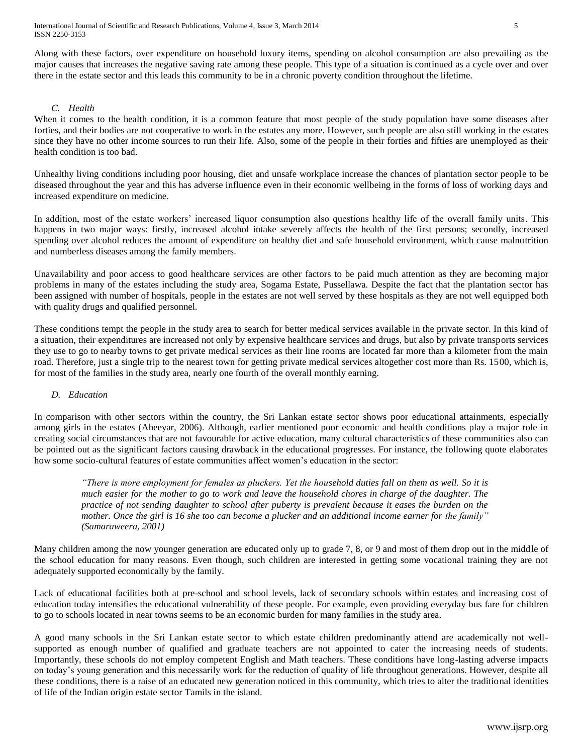Along with these factors, over expenditure on household luxury items, spending on alcohol consumption are also prevailing as the major causes that increases the negative saving rate among these people. This type of a situation is continued as a cycle over and over there in the estate sector and this leads this community to be in a chronic poverty condition throughout the lifetime.

### *C. Health*

When it comes to the health condition, it is a common feature that most people of the study population have some diseases after forties, and their bodies are not cooperative to work in the estates any more. However, such people are also still working in the estates since they have no other income sources to run their life. Also, some of the people in their forties and fifties are unemployed as their health condition is too bad.

Unhealthy living conditions including poor housing, diet and unsafe workplace increase the chances of plantation sector people to be diseased throughout the year and this has adverse influence even in their economic wellbeing in the forms of loss of working days and increased expenditure on medicine.

In addition, most of the estate workers' increased liquor consumption also questions healthy life of the overall family units. This happens in two major ways: firstly, increased alcohol intake severely affects the health of the first persons; secondly, increased spending over alcohol reduces the amount of expenditure on healthy diet and safe household environment, which cause malnutrition and numberless diseases among the family members.

Unavailability and poor access to good healthcare services are other factors to be paid much attention as they are becoming major problems in many of the estates including the study area, Sogama Estate, Pussellawa. Despite the fact that the plantation sector has been assigned with number of hospitals, people in the estates are not well served by these hospitals as they are not well equipped both with quality drugs and qualified personnel.

These conditions tempt the people in the study area to search for better medical services available in the private sector. In this kind of a situation, their expenditures are increased not only by expensive healthcare services and drugs, but also by private transports services they use to go to nearby towns to get private medical services as their line rooms are located far more than a kilometer from the main road. Therefore, just a single trip to the nearest town for getting private medical services altogether cost more than Rs. 1500, which is, for most of the families in the study area, nearly one fourth of the overall monthly earning.

### *D. Education*

In comparison with other sectors within the country, the Sri Lankan estate sector shows poor educational attainments, especially among girls in the estates (Aheeyar, 2006). Although, earlier mentioned poor economic and health conditions play a major role in creating social circumstances that are not favourable for active education, many cultural characteristics of these communities also can be pointed out as the significant factors causing drawback in the educational progresses. For instance, the following quote elaborates how some socio-cultural features of estate communities affect women's education in the sector:

> *"There is more employment for females as pluckers. Yet the household duties fall on them as well. So it is much easier for the mother to go to work and leave the household chores in charge of the daughter. The practice of not sending daughter to school after puberty is prevalent because it eases the burden on the mother. Once the girl is 16 she too can become a plucker and an additional income earner for the family" (Samaraweera, 2001)*

Many children among the now younger generation are educated only up to grade 7, 8, or 9 and most of them drop out in the middle of the school education for many reasons. Even though, such children are interested in getting some vocational training they are not adequately supported economically by the family.

Lack of educational facilities both at pre-school and school levels, lack of secondary schools within estates and increasing cost of education today intensifies the educational vulnerability of these people. For example, even providing everyday bus fare for children to go to schools located in near towns seems to be an economic burden for many families in the study area.

A good many schools in the Sri Lankan estate sector to which estate children predominantly attend are academically not well-supported as enough number of qualified and graduate teachers are not appointed to cater the increasing needs of students. Importantly, these schools do not employ competent English and Math teachers. These conditions have long-lasting adverse impacts on today's young generation and this necessarily work for the reduction of quality of life throughout generations. However, despite all these conditions, there is a raise of an educated new generation noticed in this community, which tries to alter the traditional identities of life of the Indian origin estate sector Tamils in the island.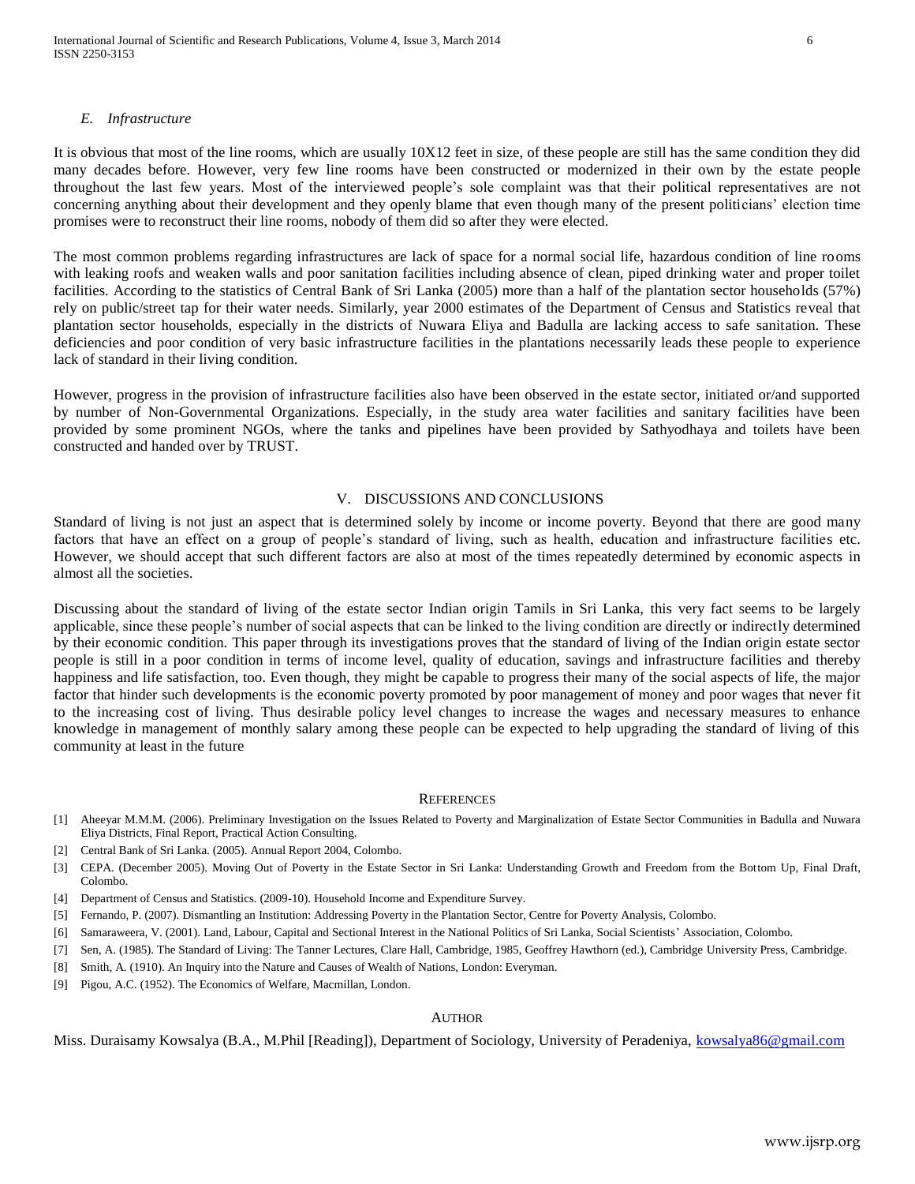### *E. Infrastructure*

It is obvious that most of the line rooms, which are usually 10X12 feet in size, of these people are still has the same condition they did many decades before. However, very few line rooms have been constructed or modernized in their own by the estate people throughout the last few years. Most of the interviewed people's sole complaint was that their political representatives are not concerning anything about their development and they openly blame that even though many of the present politicians' election time promises were to reconstruct their line rooms, nobody of them did so after they were elected.

The most common problems regarding infrastructures are lack of space for a normal social life, hazardous condition of line rooms with leaking roofs and weaken walls and poor sanitation facilities including absence of clean, piped drinking water and proper toilet facilities. According to the statistics of Central Bank of Sri Lanka (2005) more than a half of the plantation sector households (57%) rely on public/street tap for their water needs. Similarly, year 2000 estimates of the Department of Census and Statistics reveal that plantation sector households, especially in the districts of Nuwara Eliya and Badulla are lacking access to safe sanitation. These deficiencies and poor condition of very basic infrastructure facilities in the plantations necessarily leads these people to experience lack of standard in their living condition.

However, progress in the provision of infrastructure facilities also have been observed in the estate sector, initiated or/and supported by number of Non-Governmental Organizations. Especially, in the study area water facilities and sanitary facilities have been provided by some prominent NGOs, where the tanks and pipelines have been provided by Sathyodhaya and toilets have been constructed and handed over by TRUST.

## V. DISCUSSIONS AND CONCLUSIONS

Standard of living is not just an aspect that is determined solely by income or income poverty. Beyond that there are good many factors that have an effect on a group of people's standard of living, such as health, education and infrastructure facilities etc. However, we should accept that such different factors are also at most of the times repeatedly determined by economic aspects in almost all the societies.

Discussing about the standard of living of the estate sector Indian origin Tamils in Sri Lanka, this very fact seems to be largely applicable, since these people's number of social aspects that can be linked to the living condition are directly or indirectly determined by their economic condition. This paper through its investigations proves that the standard of living of the Indian origin estate sector people is still in a poor condition in terms of income level, quality of education, savings and infrastructure facilities and thereby happiness and life satisfaction, too. Even though, they might be capable to progress their many of the social aspects of life, the major factor that hinder such developments is the economic poverty promoted by poor management of money and poor wages that never fit to the increasing cost of living. Thus desirable policy level changes to increase the wages and necessary measures to enhance knowledge in management of monthly salary among these people can be expected to help upgrading the standard of living of this community at least in the future

## REFERENCES

[1] Aheeyar M.M.M. (2006). Preliminary Investigation on the Issues Related to Poverty and Marginalization of Estate Sector Communities in Badulla and Nuwara Eliya Districts, Final Report, Practical Action Consulting.

[2] Central Bank of Sri Lanka. (2005). Annual Report 2004, Colombo.

[3] CEPA. (December 2005). Moving Out of Poverty in the Estate Sector in Sri Lanka: Understanding Growth and Freedom from the Bottom Up, Final Draft, Colombo.

[4] Department of Census and Statistics. (2009-10). Household Income and Expenditure Survey.

[5] Fernando, P. (2007). Dismantling an Institution: Addressing Poverty in the Plantation Sector, Centre for Poverty Analysis, Colombo.

[6] Samaraweera, V. (2001). Land, Labour, Capital and Sectional Interest in the National Politics of Sri Lanka, Social Scientists' Association, Colombo.

[7] Sen, A. (1985). The Standard of Living: The Tanner Lectures, Clare Hall, Cambridge, 1985, Geoffrey Hawthorn (ed.), Cambridge University Press, Cambridge.

[8] Smith, A. (1910). An Inquiry into the Nature and Causes of Wealth of Nations, London: Everyman.

[9] Pigou, A.C. (1952). The Economics of Welfare, Macmillan, London.

## AUTHOR

Miss. Duraisamy Kowsalya (B.A., M.Phil [Reading]), Department of Sociology, University of Peradeniya, kowsalya86@gmail.com